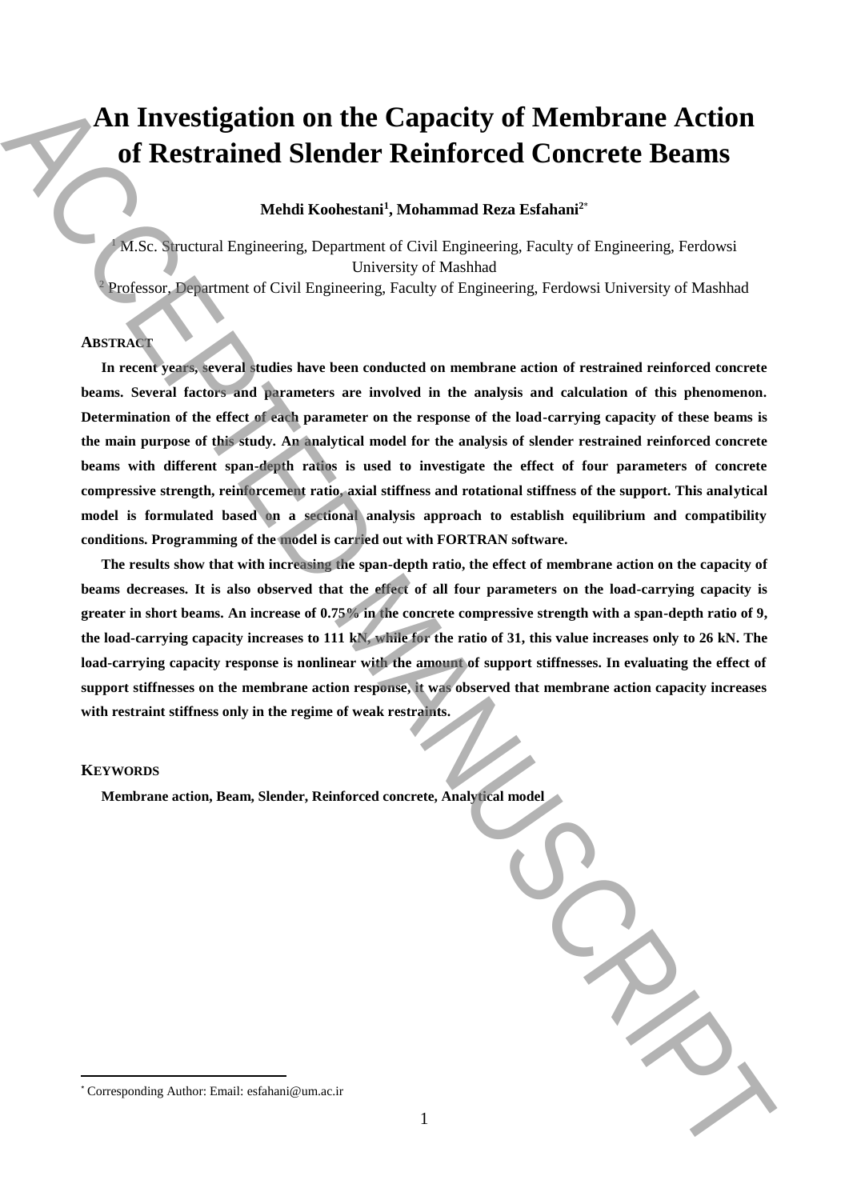# An Investigation on the Capacity of Membrane Action of Restrained Slender Reinforced Concrete Beams

**Mehdi Koohestani[1], Mohammad Reza Esfahani[2*]**

[1] M.Sc. Structural Engineering, Department of Civil Engineering, Faculty of Engineering, Ferdowsi University of Mashhad

[2] Professor, Department of Civil Engineering, Faculty of Engineering, Ferdowsi University of Mashhad

## ABSTRACT

**In recent years, several studies have been conducted on membrane action of restrained reinforced concrete beams. Several factors and parameters are involved in the analysis and calculation of this phenomenon. Determination of the effect of each parameter on the response of the load-carrying capacity of these beams is the main purpose of this study. An analytical model for the analysis of slender restrained reinforced concrete beams with different span-depth ratios is used to investigate the effect of four parameters of concrete compressive strength, reinforcement ratio, axial stiffness and rotational stiffness of the support. This analytical model is formulated based on a sectional analysis approach to establish equilibrium and compatibility conditions. Programming of the model is carried out with FORTRAN software.**

**The results show that with increasing the span-depth ratio, the effect of membrane action on the capacity of beams decreases. It is also observed that the effect of all four parameters on the load-carrying capacity is greater in short beams. An increase of 0.75% in the concrete compressive strength with a span-depth ratio of 9, the load-carrying capacity increases to 111 kN, while for the ratio of 31, this value increases only to 26 kN. The load-carrying capacity response is nonlinear with the amount of support stiffnesses. In evaluating the effect of support stiffnesses on the membrane action response, it was observed that membrane action capacity increases with restraint stiffness only in the regime of weak restraints.**

## KEYWORDS

**Membrane action, Beam, Slender, Reinforced concrete, Analytical model**

[*] Corresponding Author: Email: esfahani@um.ac.ir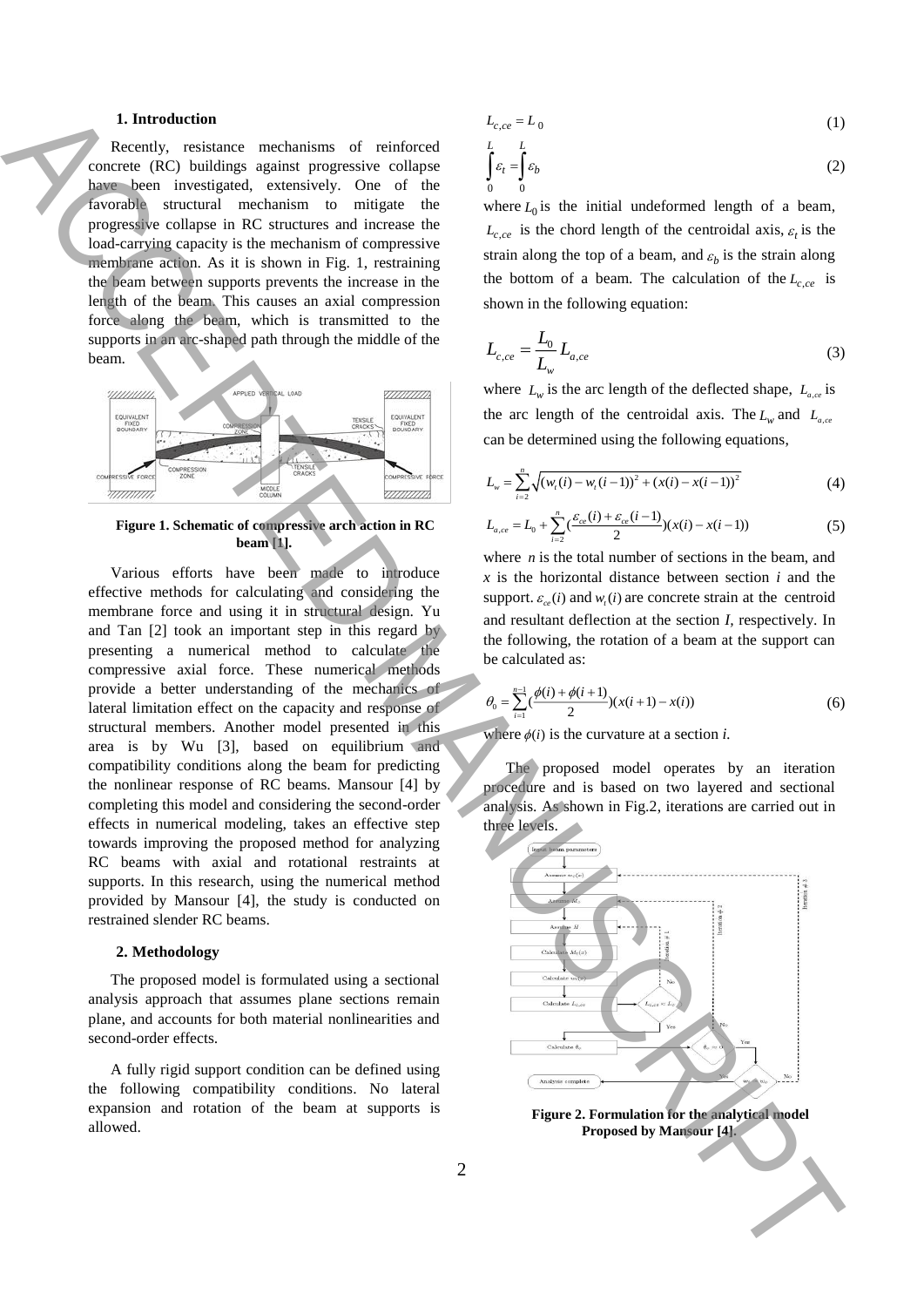## 1. Introduction

Recently, resistance mechanisms of reinforced concrete (RC) buildings against progressive collapse have been investigated, extensively. One of the favorable structural mechanism to mitigate the progressive collapse in RC structures and increase the load-carrying capacity is the mechanism of compressive membrane action. As it is shown in Fig. 1, restraining the beam between supports prevents the increase in the length of the beam. This causes an axial compression force along the beam, which is transmitted to the supports in an arc-shaped path through the middle of the beam.

**Figure 1. Schematic of compressive arch action in RC beam [1].**

Various efforts have been made to introduce effective methods for calculating and considering the membrane force and using it in structural design. Yu and Tan [2] took an important step in this regard by presenting a numerical method to calculate the compressive axial force. These numerical methods provide a better understanding of the mechanics of lateral limitation effect on the capacity and response of structural members. Another model presented in this area is by Wu [3], based on equilibrium and compatibility conditions along the beam for predicting the nonlinear response of RC beams. Mansour [4] by completing this model and considering the second-order effects in numerical modeling, takes an effective step towards improving the proposed method for analyzing RC beams with axial and rotational restraints at supports. In this research, using the numerical method provided by Mansour [4], the study is conducted on restrained slender RC beams.

## 2. Methodology

The proposed model is formulated using a sectional analysis approach that assumes plane sections remain plane, and accounts for both material nonlinearities and second-order effects.

A fully rigid support condition can be defined using the following compatibility conditions. No lateral expansion and rotation of the beam at supports is allowed.

$$L_{c,ce} = L_0 \tag{1}$$

$$\int_0^L \varepsilon_t = \int_0^L \varepsilon_b \tag{2}$$

where $L_0$ is the initial undeformed length of a beam, $L_{c,ce}$ is the chord length of the centroidal axis, $\varepsilon_t$ is the strain along the top of a beam, and $\varepsilon_b$ is the strain along the bottom of a beam. The calculation of the $L_{c,ce}$ is shown in the following equation:

$$L_{c,ce} = \frac{L_0}{L_w} L_{a,ce} \tag{3}$$

where $L_w$ is the arc length of the deflected shape, $L_{a,ce}$ is the arc length of the centroidal axis. The $L_w$ and $L_{a,ce}$ can be determined using the following equations,

$$L_w = \sum_{i=2}^{n} \sqrt{(w_t(i) - w_t(i-1))^2 + (x(i) - x(i-1))^2} \tag{4}$$

$$L_{a,ce} = L_0 + \sum_{i=2}^{n} \left(\frac{\varepsilon_{ce}(i) + \varepsilon_{ce}(i-1)}{2}\right)(x(i) - x(i-1)) \tag{5}$$

where $n$ is the total number of sections in the beam, and $x$ is the horizontal distance between section $i$ and the support. $\varepsilon_{ce}(i)$ and $w_t(i)$ are concrete strain at the centroid and resultant deflection at the section $I$, respectively. In the following, the rotation of a beam at the support can be calculated as:

$$\theta_0 = \sum_{i=1}^{n-1} \left(\frac{\phi(i) + \phi(i+1)}{2}\right)(x(i+1) - x(i)) \tag{6}$$

where $\phi(i)$ is the curvature at a section $i$.

The proposed model operates by an iteration procedure and is based on two layered and sectional analysis. As shown in Fig.2, iterations are carried out in three levels.

**Figure 2. Formulation for the analytical model Proposed by Mansour [4].**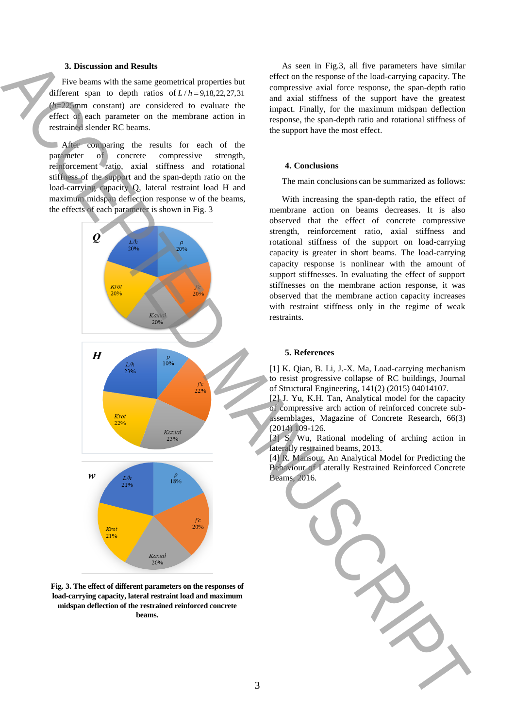### 3. Discussion and Results

Five beams with the same geometrical properties but different span to depth ratios of $L/h = 9, 18, 22, 27, 31$ ($h$=225mm constant) are considered to evaluate the effect of each parameter on the membrane action in restrained slender RC beams.

After comparing the results for each of the parameter of concrete compressive strength, reinforcement ratio, axial stiffness and rotational stiffness of the support and the span-depth ratio on the load-carrying capacity Q, lateral restraint load H and maximum midspan deflection response w of the beams, the effects of each parameter is shown in Fig. 3

Q

L/h 20%
ρ 20%
f'c 20%
Kaxial 20%
Krot 20%

H

L/h 23%
ρ 10%
f'c 22%
Kaxial 23%
Krot 22%

w

L/h 21%
ρ 18%
f'c 20%
Kaxial 20%
Krot 21%

**Fig. 3. The effect of different parameters on the responses of load-carrying capacity, lateral restraint load and maximum midspan deflection of the restrained reinforced concrete beams.**

As seen in Fig.3, all five parameters have similar effect on the response of the load-carrying capacity. The compressive axial force response, the span-depth ratio and axial stiffness of the support have the greatest impact. Finally, for the maximum midspan deflection response, the span-depth ratio and rotational stiffness of the support have the most effect.

### 4. Conclusions

The main conclusions can be summarized as follows:

With increasing the span-depth ratio, the effect of membrane action on beams decreases. It is also observed that the effect of concrete compressive strength, reinforcement ratio, axial stiffness and rotational stiffness of the support on load-carrying capacity is greater in short beams. The load-carrying capacity response is nonlinear with the amount of support stiffnesses. In evaluating the effect of support stiffnesses on the membrane action response, it was observed that the membrane action capacity increases with restraint stiffness only in the regime of weak restraints.

### 5. References

[1] K. Qian, B. Li, J.-X. Ma, Load-carrying mechanism to resist progressive collapse of RC buildings, Journal of Structural Engineering, 141(2) (2015) 04014107.
[2] J. Yu, K.H. Tan, Analytical model for the capacity of compressive arch action of reinforced concrete sub-assemblages, Magazine of Concrete Research, 66(3) (2014) 109-126.
[3] S. Wu, Rational modeling of arching action in laterally restrained beams, 2013.
[4] R. Mansour, An Analytical Model for Predicting the Behaviour of Laterally Restrained Reinforced Concrete Beams, 2016.